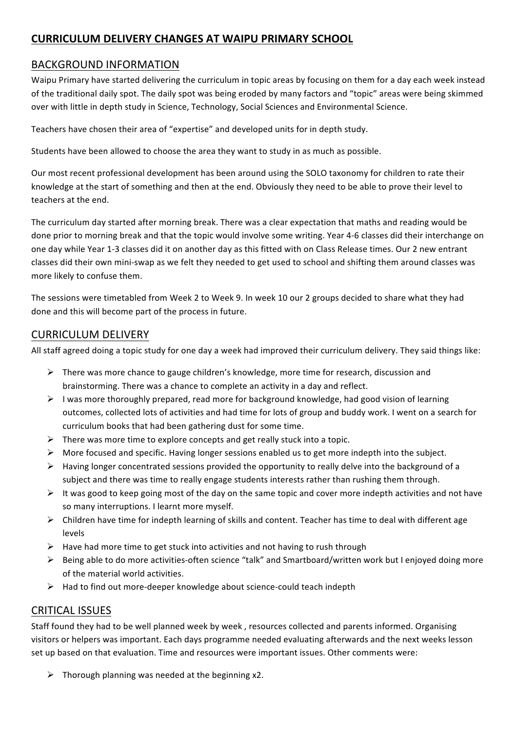# CURRICULUM DELIVERY CHANGES AT WAIPU PRIMARY SCHOOL

## BACKGROUND INFORMATION

Waipu Primary have started delivering the curriculum in topic areas by focusing on them for a day each week instead of the traditional daily spot. The daily spot was being eroded by many factors and "topic" areas were being skimmed over with little in depth study in Science, Technology, Social Sciences and Environmental Science.

Teachers have chosen their area of "expertise" and developed units for in depth study.

Students have been allowed to choose the area they want to study in as much as possible.

Our most recent professional development has been around using the SOLO taxonomy for children to rate their knowledge at the start of something and then at the end. Obviously they need to be able to prove their level to teachers at the end.

The curriculum day started after morning break. There was a clear expectation that maths and reading would be done prior to morning break and that the topic would involve some writing. Year 4-6 classes did their interchange on one day while Year 1-3 classes did it on another day as this fitted with on Class Release times. Our 2 new entrant classes did their own mini-swap as we felt they needed to get used to school and shifting them around classes was more likely to confuse them.

The sessions were timetabled from Week 2 to Week 9. In week 10 our 2 groups decided to share what they had done and this will become part of the process in future.

## CURRICULUM DELIVERY

All staff agreed doing a topic study for one day a week had improved their curriculum delivery. They said things like:

- There was more chance to gauge children's knowledge, more time for research, discussion and brainstorming. There was a chance to complete an activity in a day and reflect.
- I was more thoroughly prepared, read more for background knowledge, had good vision of learning outcomes, collected lots of activities and had time for lots of group and buddy work. I went on a search for curriculum books that had been gathering dust for some time.
- There was more time to explore concepts and get really stuck into a topic.
- More focused and specific. Having longer sessions enabled us to get more indepth into the subject.
- Having longer concentrated sessions provided the opportunity to really delve into the background of a subject and there was time to really engage students interests rather than rushing them through.
- It was good to keep going most of the day on the same topic and cover more indepth activities and not have so many interruptions. I learnt more myself.
- Children have time for indepth learning of skills and content. Teacher has time to deal with different age levels
- Have had more time to get stuck into activities and not having to rush through
- Being able to do more activities-often science "talk" and Smartboard/written work but I enjoyed doing more of the material world activities.
- Had to find out more-deeper knowledge about science-could teach indepth

## CRITICAL ISSUES

Staff found they had to be well planned week by week , resources collected and parents informed. Organising visitors or helpers was important. Each days programme needed evaluating afterwards and the next weeks lesson set up based on that evaluation. Time and resources were important issues. Other comments were:

- Thorough planning was needed at the beginning x2.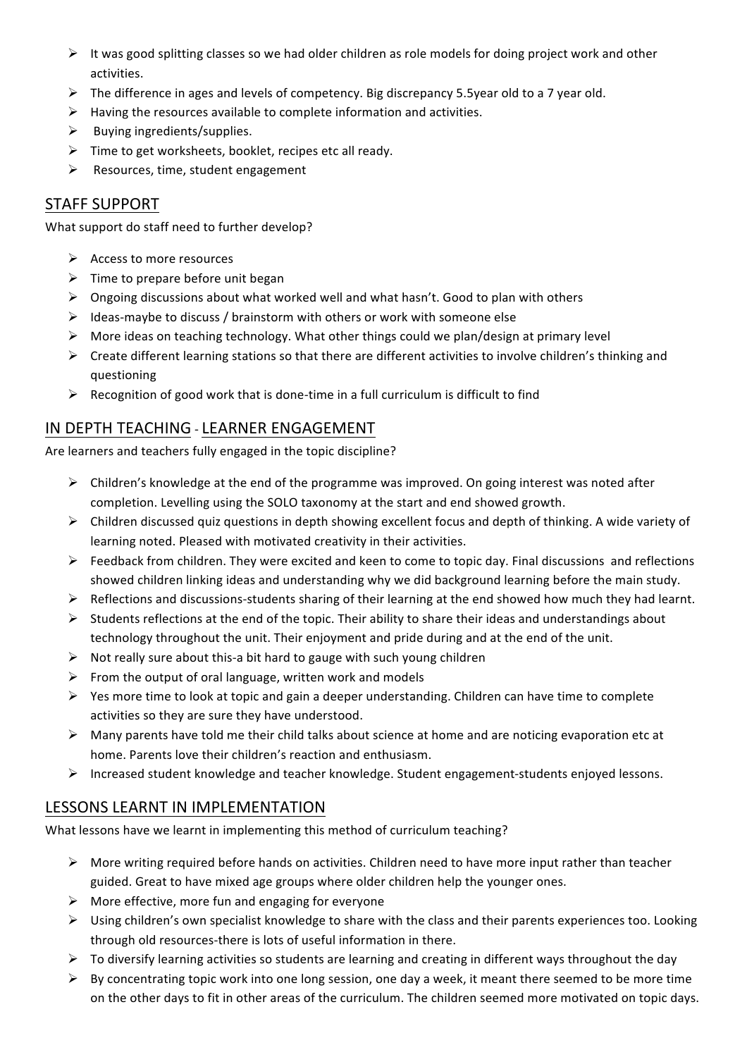- It was good splitting classes so we had older children as role models for doing project work and other activities.
- The difference in ages and levels of competency. Big discrepancy 5.5year old to a 7 year old.
- Having the resources available to complete information and activities.
- Buying ingredients/supplies.
- Time to get worksheets, booklet, recipes etc all ready.
- Resources, time, student engagement

## STAFF SUPPORT

What support do staff need to further develop?

- Access to more resources
- Time to prepare before unit began
- Ongoing discussions about what worked well and what hasn't. Good to plan with others
- Ideas-maybe to discuss / brainstorm with others or work with someone else
- More ideas on teaching technology. What other things could we plan/design at primary level
- Create different learning stations so that there are different activities to involve children's thinking and questioning
- Recognition of good work that is done-time in a full curriculum is difficult to find

## IN DEPTH TEACHING - LEARNER ENGAGEMENT

Are learners and teachers fully engaged in the topic discipline?

- Children's knowledge at the end of the programme was improved. On going interest was noted after completion. Levelling using the SOLO taxonomy at the start and end showed growth.
- Children discussed quiz questions in depth showing excellent focus and depth of thinking. A wide variety of learning noted. Pleased with motivated creativity in their activities.
- Feedback from children. They were excited and keen to come to topic day. Final discussions and reflections showed children linking ideas and understanding why we did background learning before the main study.
- Reflections and discussions-students sharing of their learning at the end showed how much they had learnt.
- Students reflections at the end of the topic. Their ability to share their ideas and understandings about technology throughout the unit. Their enjoyment and pride during and at the end of the unit.
- Not really sure about this-a bit hard to gauge with such young children
- From the output of oral language, written work and models
- Yes more time to look at topic and gain a deeper understanding. Children can have time to complete activities so they are sure they have understood.
- Many parents have told me their child talks about science at home and are noticing evaporation etc at home. Parents love their children's reaction and enthusiasm.
- Increased student knowledge and teacher knowledge. Student engagement-students enjoyed lessons.

## LESSONS LEARNT IN IMPLEMENTATION

What lessons have we learnt in implementing this method of curriculum teaching?

- More writing required before hands on activities. Children need to have more input rather than teacher guided. Great to have mixed age groups where older children help the younger ones.
- More effective, more fun and engaging for everyone
- Using children's own specialist knowledge to share with the class and their parents experiences too. Looking through old resources-there is lots of useful information in there.
- To diversify learning activities so students are learning and creating in different ways throughout the day
- By concentrating topic work into one long session, one day a week, it meant there seemed to be more time on the other days to fit in other areas of the curriculum. The children seemed more motivated on topic days.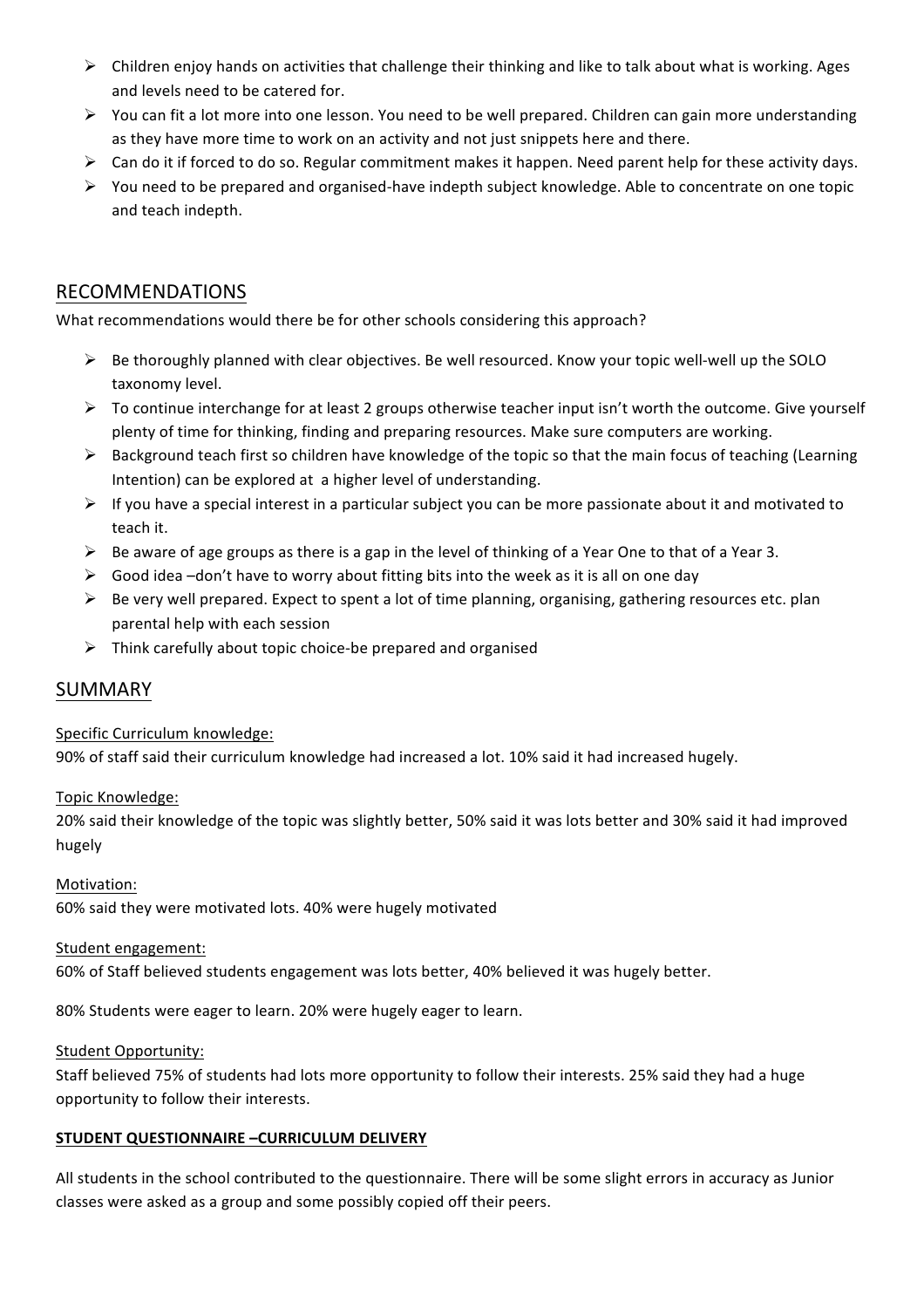- Children enjoy hands on activities that challenge their thinking and like to talk about what is working. Ages and levels need to be catered for.
- You can fit a lot more into one lesson. You need to be well prepared. Children can gain more understanding as they have more time to work on an activity and not just snippets here and there.
- Can do it if forced to do so. Regular commitment makes it happen. Need parent help for these activity days.
- You need to be prepared and organised-have indepth subject knowledge. Able to concentrate on one topic and teach indepth.

## RECOMMENDATIONS

What recommendations would there be for other schools considering this approach?

- Be thoroughly planned with clear objectives. Be well resourced. Know your topic well-well up the SOLO taxonomy level.
- To continue interchange for at least 2 groups otherwise teacher input isn't worth the outcome. Give yourself plenty of time for thinking, finding and preparing resources. Make sure computers are working.
- Background teach first so children have knowledge of the topic so that the main focus of teaching (Learning Intention) can be explored at a higher level of understanding.
- If you have a special interest in a particular subject you can be more passionate about it and motivated to teach it.
- Be aware of age groups as there is a gap in the level of thinking of a Year One to that of a Year 3.
- Good idea –don't have to worry about fitting bits into the week as it is all on one day
- Be very well prepared. Expect to spent a lot of time planning, organising, gathering resources etc. plan parental help with each session
- Think carefully about topic choice-be prepared and organised

## SUMMARY

Specific Curriculum knowledge:

90% of staff said their curriculum knowledge had increased a lot. 10% said it had increased hugely.

Topic Knowledge:

20% said their knowledge of the topic was slightly better, 50% said it was lots better and 30% said it had improved hugely

Motivation:

60% said they were motivated lots. 40% were hugely motivated

Student engagement:

60% of Staff believed students engagement was lots better, 40% believed it was hugely better.

80% Students were eager to learn. 20% were hugely eager to learn.

Student Opportunity:

Staff believed 75% of students had lots more opportunity to follow their interests. 25% said they had a huge opportunity to follow their interests.

**STUDENT QUESTIONNAIRE –CURRICULUM DELIVERY**

All students in the school contributed to the questionnaire. There will be some slight errors in accuracy as Junior classes were asked as a group and some possibly copied off their peers.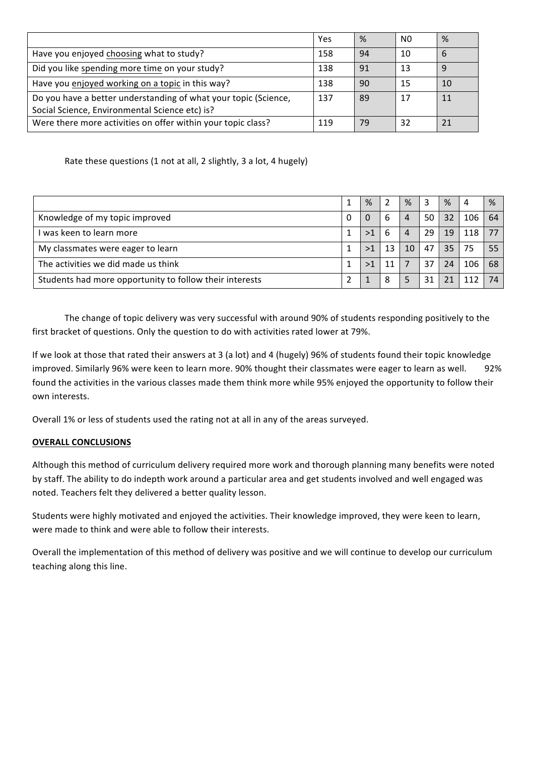| | Yes | % | N0 | % |
|---|---|---|---|---|
| Have you enjoyed choosing what to study? | 158 | 94 | 10 | 6 |
| Did you like spending more time on your study? | 138 | 91 | 13 | 9 |
| Have you enjoyed working on a topic in this way? | 138 | 90 | 15 | 10 |
| Do you have a better understanding of what your topic (Science, Social Science, Environmental Science etc) is? | 137 | 89 | 17 | 11 |
| Were there more activities on offer within your topic class? | 119 | 79 | 32 | 21 |

Rate these questions (1 not at all, 2 slightly, 3 a lot, 4 hugely)

| | 1 | % | 2 | % | 3 | % | 4 | % |
|---|---|---|---|---|---|---|---|---|
| Knowledge of my topic improved | 0 | 0 | 6 | 4 | 50 | 32 | 106 | 64 |
| I was keen to learn more | 1 | >1 | 6 | 4 | 29 | 19 | 118 | 77 |
| My classmates were eager to learn | 1 | >1 | 13 | 10 | 47 | 35 | 75 | 55 |
| The activities we did made us think | 1 | >1 | 11 | 7 | 37 | 24 | 106 | 68 |
| Students had more opportunity to follow their interests | 2 | 1 | 8 | 5 | 31 | 21 | 112 | 74 |

The change of topic delivery was very successful with around 90% of students responding positively to the first bracket of questions. Only the question to do with activities rated lower at 79%.

If we look at those that rated their answers at 3 (a lot) and 4 (hugely) 96% of students found their topic knowledge improved. Similarly 96% were keen to learn more. 90% thought their classmates were eager to learn as well. 92% found the activities in the various classes made them think more while 95% enjoyed the opportunity to follow their own interests.

Overall 1% or less of students used the rating not at all in any of the areas surveyed.

**OVERALL CONCLUSIONS**

Although this method of curriculum delivery required more work and thorough planning many benefits were noted by staff. The ability to do indepth work around a particular area and get students involved and well engaged was noted. Teachers felt they delivered a better quality lesson.

Students were highly motivated and enjoyed the activities. Their knowledge improved, they were keen to learn, were made to think and were able to follow their interests.

Overall the implementation of this method of delivery was positive and we will continue to develop our curriculum teaching along this line.